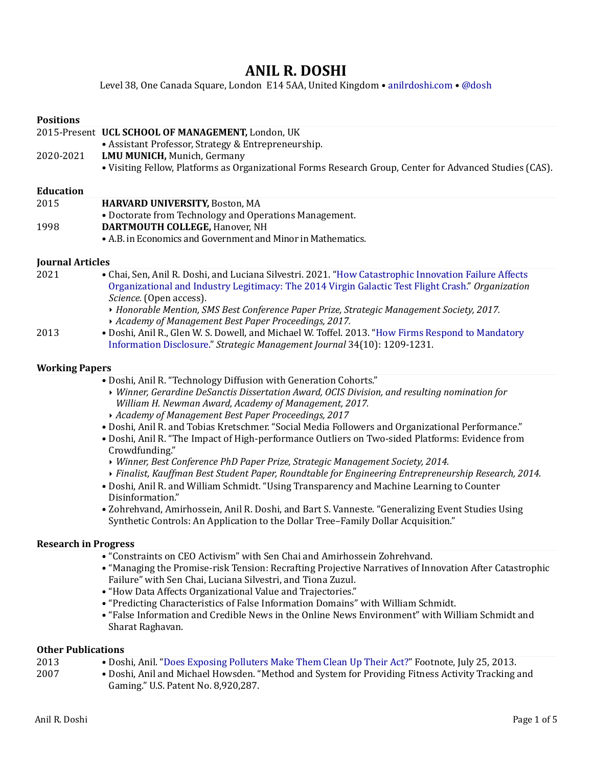# ANIL R. DOSHI

Level 38, One Canada Square, London E14 5AA, United Kingdom • anilrdoshi.com • @dosh

## Positions

2015-Present **UCL SCHOOL OF MANAGEMENT,** London, UK
- Assistant Professor, Strategy & Entrepreneurship.

2020-2021 **LMU MUNICH,** Munich, Germany
- Visiting Fellow, Platforms as Organizational Forms Research Group, Center for Advanced Studies (CAS).

## Education

2015 **HARVARD UNIVERSITY,** Boston, MA
- Doctorate from Technology and Operations Management.

1998 **DARTMOUTH COLLEGE,** Hanover, NH
- A.B. in Economics and Government and Minor in Mathematics.

## Journal Articles

2021
- Chai, Sen, Anil R. Doshi, and Luciana Silvestri. 2021. "How Catastrophic Innovation Failure Affects Organizational and Industry Legitimacy: The 2014 Virgin Galactic Test Flight Crash." *Organization Science.* (Open access).
  - *Honorable Mention, SMS Best Conference Paper Prize, Strategic Management Society, 2017.*
  - *Academy of Management Best Paper Proceedings, 2017.*

2013
- Doshi, Anil R., Glen W. S. Dowell, and Michael W. Toffel. 2013. "How Firms Respond to Mandatory Information Disclosure." *Strategic Management Journal* 34(10): 1209-1231.

## Working Papers

- Doshi, Anil R. "Technology Diffusion with Generation Cohorts."
  - *Winner, Gerardine DeSanctis Dissertation Award, OCIS Division, and resulting nomination for William H. Newman Award, Academy of Management, 2017.*
  - *Academy of Management Best Paper Proceedings, 2017*
- Doshi, Anil R. and Tobias Kretschmer. "Social Media Followers and Organizational Performance."
- Doshi, Anil R. "The Impact of High-performance Outliers on Two-sided Platforms: Evidence from Crowdfunding."
  - *Winner, Best Conference PhD Paper Prize, Strategic Management Society, 2014.*
  - *Finalist, Kauffman Best Student Paper, Roundtable for Engineering Entrepreneurship Research, 2014.*
- Doshi, Anil R. and William Schmidt. "Using Transparency and Machine Learning to Counter Disinformation."
- Zohrehvand, Amirhossein, Anil R. Doshi, and Bart S. Vanneste. "Generalizing Event Studies Using Synthetic Controls: An Application to the Dollar Tree–Family Dollar Acquisition."

## Research in Progress

- "Constraints on CEO Activism" with Sen Chai and Amirhossein Zohrehvand.
- "Managing the Promise-risk Tension: Recrafting Projective Narratives of Innovation After Catastrophic Failure" with Sen Chai, Luciana Silvestri, and Tiona Zuzul.
- "How Data Affects Organizational Value and Trajectories."
- "Predicting Characteristics of False Information Domains" with William Schmidt.
- "False Information and Credible News in the Online News Environment" with William Schmidt and Sharat Raghavan.

## Other Publications

2013
- Doshi, Anil. "Does Exposing Polluters Make Them Clean Up Their Act?" Footnote, July 25, 2013.

2007
- Doshi, Anil and Michael Howsden. "Method and System for Providing Fitness Activity Tracking and Gaming." U.S. Patent No. 8,920,287.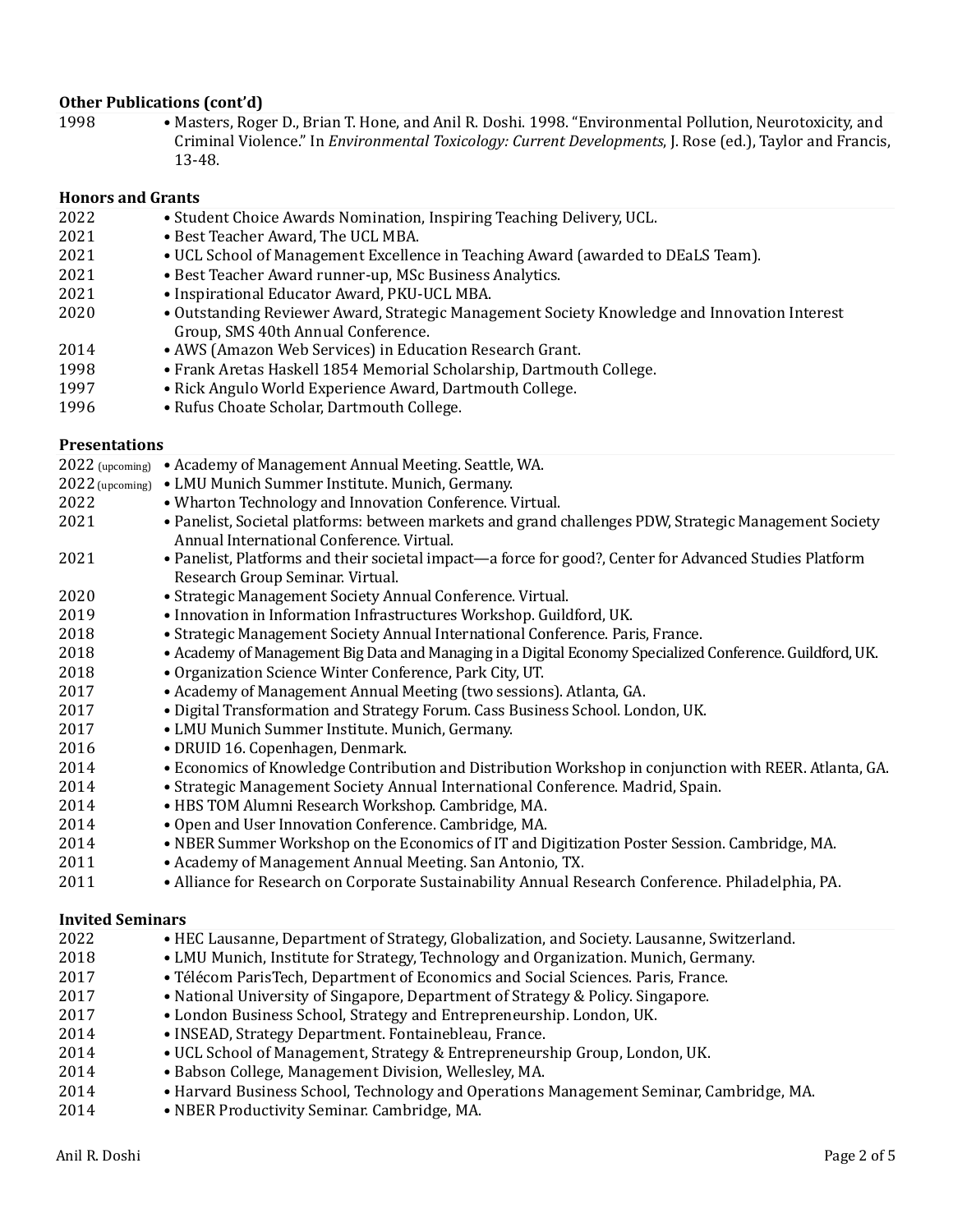**Other Publications (cont'd)**

1998 • Masters, Roger D., Brian T. Hone, and Anil R. Doshi. 1998. "Environmental Pollution, Neurotoxicity, and Criminal Violence." In *Environmental Toxicology: Current Developments*, J. Rose (ed.), Taylor and Francis, 13-48.

**Honors and Grants**

2022 • Student Choice Awards Nomination, Inspiring Teaching Delivery, UCL.
2021 • Best Teacher Award, The UCL MBA.
2021 • UCL School of Management Excellence in Teaching Award (awarded to DEaLS Team).
2021 • Best Teacher Award runner-up, MSc Business Analytics.
2021 • Inspirational Educator Award, PKU-UCL MBA.
2020 • Outstanding Reviewer Award, Strategic Management Society Knowledge and Innovation Interest Group, SMS 40th Annual Conference.
2014 • AWS (Amazon Web Services) in Education Research Grant.
1998 • Frank Aretas Haskell 1854 Memorial Scholarship, Dartmouth College.
1997 • Rick Angulo World Experience Award, Dartmouth College.
1996 • Rufus Choate Scholar, Dartmouth College.

**Presentations**

2022 (upcoming) • Academy of Management Annual Meeting. Seattle, WA.
2022 (upcoming) • LMU Munich Summer Institute. Munich, Germany.
2022 • Wharton Technology and Innovation Conference. Virtual.
2021 • Panelist, Societal platforms: between markets and grand challenges PDW, Strategic Management Society Annual International Conference. Virtual.
2021 • Panelist, Platforms and their societal impact—a force for good?, Center for Advanced Studies Platform Research Group Seminar. Virtual.
2020 • Strategic Management Society Annual Conference. Virtual.
2019 • Innovation in Information Infrastructures Workshop. Guildford, UK.
2018 • Strategic Management Society Annual International Conference. Paris, France.
2018 • Academy of Management Big Data and Managing in a Digital Economy Specialized Conference. Guildford, UK.
2018 • Organization Science Winter Conference, Park City, UT.
2017 • Academy of Management Annual Meeting (two sessions). Atlanta, GA.
2017 • Digital Transformation and Strategy Forum. Cass Business School. London, UK.
2017 • LMU Munich Summer Institute. Munich, Germany.
2016 • DRUID 16. Copenhagen, Denmark.
2014 • Economics of Knowledge Contribution and Distribution Workshop in conjunction with REER. Atlanta, GA.
2014 • Strategic Management Society Annual International Conference. Madrid, Spain.
2014 • HBS TOM Alumni Research Workshop. Cambridge, MA.
2014 • Open and User Innovation Conference. Cambridge, MA.
2014 • NBER Summer Workshop on the Economics of IT and Digitization Poster Session. Cambridge, MA.
2011 • Academy of Management Annual Meeting. San Antonio, TX.
2011 • Alliance for Research on Corporate Sustainability Annual Research Conference. Philadelphia, PA.

**Invited Seminars**

2022 • HEC Lausanne, Department of Strategy, Globalization, and Society. Lausanne, Switzerland.
2018 • LMU Munich, Institute for Strategy, Technology and Organization. Munich, Germany.
2017 • Télécom ParisTech, Department of Economics and Social Sciences. Paris, France.
2017 • National University of Singapore, Department of Strategy & Policy. Singapore.
2017 • London Business School, Strategy and Entrepreneurship. London, UK.
2014 • INSEAD, Strategy Department. Fontainebleau, France.
2014 • UCL School of Management, Strategy & Entrepreneurship Group, London, UK.
2014 • Babson College, Management Division, Wellesley, MA.
2014 • Harvard Business School, Technology and Operations Management Seminar, Cambridge, MA.
2014 • NBER Productivity Seminar. Cambridge, MA.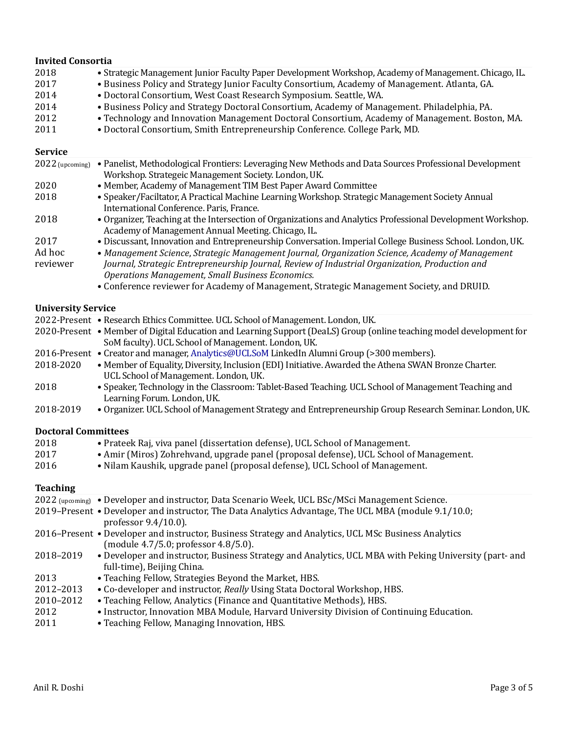### Invited Consortia

- 2018 • Strategic Management Junior Faculty Paper Development Workshop, Academy of Management. Chicago, IL.
- 2017 • Business Policy and Strategy Junior Faculty Consortium, Academy of Management. Atlanta, GA.
- 2014 • Doctoral Consortium, West Coast Research Symposium. Seattle, WA.
- 2014 • Business Policy and Strategy Doctoral Consortium, Academy of Management. Philadelphia, PA.
- 2012 • Technology and Innovation Management Doctoral Consortium, Academy of Management. Boston, MA.
- 2011 • Doctoral Consortium, Smith Entrepreneurship Conference. College Park, MD.

### Service

- 2022 (upcoming) • Panelist, Methodological Frontiers: Leveraging New Methods and Data Sources Professional Development Workshop. Strategeic Management Society. London, UK.
- 2020 • Member, Academy of Management TIM Best Paper Award Committee
- 2018 • Speaker/Faciltator, A Practical Machine Learning Workshop. Strategic Management Society Annual International Conference. Paris, France.
- 2018 • Organizer, Teaching at the Intersection of Organizations and Analytics Professional Development Workshop. Academy of Management Annual Meeting. Chicago, IL.
- 2017 • Discussant, Innovation and Entrepreneurship Conversation. Imperial College Business School. London, UK.
- Ad hoc reviewer • *Management Science*, *Strategic Management Journal, Organization Science, Academy of Management Journal, Strategic Entrepreneurship Journal, Review of Industrial Organization, Production and Operations Management, Small Business Economics.*
  - • Conference reviewer for Academy of Management, Strategic Management Society, and DRUID.

### University Service

- 2022-Present • Research Ethics Committee. UCL School of Management. London, UK.
- 2020-Present • Member of Digital Education and Learning Support (DeaLS) Group (online teaching model development for SoM faculty). UCL School of Management. London, UK.
- 2016-Present • Creator and manager, Analytics@UCLSoM LinkedIn Alumni Group (>300 members).
- 2018-2020 • Member of Equality, Diversity, Inclusion (EDI) Initiative. Awarded the Athena SWAN Bronze Charter. UCL School of Management. London, UK.
- 2018 • Speaker, Technology in the Classroom: Tablet-Based Teaching. UCL School of Management Teaching and Learning Forum. London, UK.
- 2018-2019 • Organizer. UCL School of Management Strategy and Entrepreneurship Group Research Seminar. London, UK.

### Doctoral Committees

- 2018 • Prateek Raj, viva panel (dissertation defense), UCL School of Management.
- 2017 • Amir (Miros) Zohrehvand, upgrade panel (proposal defense), UCL School of Management.
- 2016 • Nilam Kaushik, upgrade panel (proposal defense), UCL School of Management.

### Teaching

- 2022 (upcoming) • Developer and instructor, Data Scenario Week, UCL BSc/MSci Management Science.
- 2019–Present • Developer and instructor, The Data Analytics Advantage, The UCL MBA (module 9.1/10.0; professor 9.4/10.0).
- 2016–Present • Developer and instructor, Business Strategy and Analytics, UCL MSc Business Analytics (module 4.7/5.0; professor 4.8/5.0).
- 2018–2019 • Developer and instructor, Business Strategy and Analytics, UCL MBA with Peking University (part- and full-time), Beijing China.
- 2013 • Teaching Fellow, Strategies Beyond the Market, HBS.
- 2012–2013 • Co-developer and instructor, *Really* Using Stata Doctoral Workshop, HBS.
- 2010–2012 • Teaching Fellow, Analytics (Finance and Quantitative Methods), HBS.
- 2012 • Instructor, Innovation MBA Module, Harvard University Division of Continuing Education.
- 2011 • Teaching Fellow, Managing Innovation, HBS.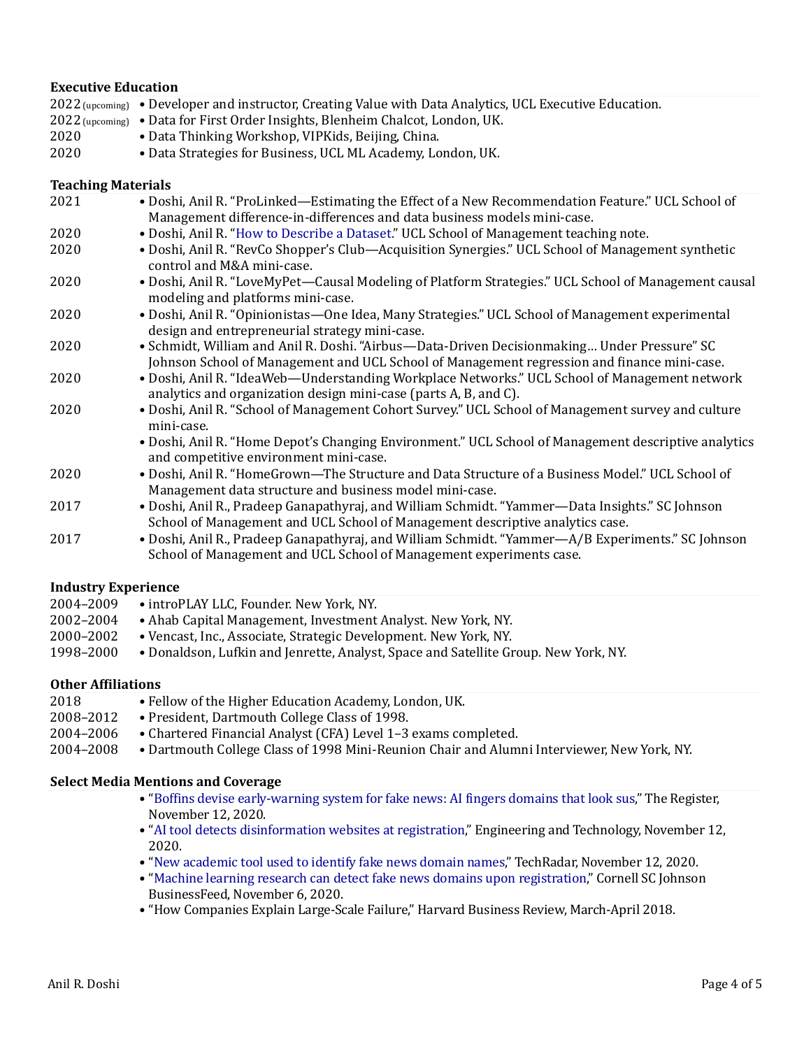### Executive Education

2022 (upcoming) • Developer and instructor, Creating Value with Data Analytics, UCL Executive Education.
2022 (upcoming) • Data for First Order Insights, Blenheim Chalcot, London, UK.
2020 • Data Thinking Workshop, VIPKids, Beijing, China.
2020 • Data Strategies for Business, UCL ML Academy, London, UK.

### Teaching Materials

2021 • Doshi, Anil R. "ProLinked—Estimating the Effect of a New Recommendation Feature." UCL School of Management difference-in-differences and data business models mini-case.
2020 • Doshi, Anil R. "How to Describe a Dataset." UCL School of Management teaching note.
2020 • Doshi, Anil R. "RevCo Shopper's Club—Acquisition Synergies." UCL School of Management synthetic control and M&A mini-case.
2020 • Doshi, Anil R. "LoveMyPet—Causal Modeling of Platform Strategies." UCL School of Management causal modeling and platforms mini-case.
2020 • Doshi, Anil R. "Opinionistas—One Idea, Many Strategies." UCL School of Management experimental design and entrepreneurial strategy mini-case.
2020 • Schmidt, William and Anil R. Doshi. "Airbus—Data-Driven Decisionmaking… Under Pressure" SC Johnson School of Management and UCL School of Management regression and finance mini-case.
2020 • Doshi, Anil R. "IdeaWeb—Understanding Workplace Networks." UCL School of Management network analytics and organization design mini-case (parts A, B, and C).
2020 • Doshi, Anil R. "School of Management Cohort Survey." UCL School of Management survey and culture mini-case.
• Doshi, Anil R. "Home Depot's Changing Environment." UCL School of Management descriptive analytics and competitive environment mini-case.
2020 • Doshi, Anil R. "HomeGrown—The Structure and Data Structure of a Business Model." UCL School of Management data structure and business model mini-case.
2017 • Doshi, Anil R., Pradeep Ganapathyraj, and William Schmidt. "Yammer—Data Insights." SC Johnson School of Management and UCL School of Management descriptive analytics case.
2017 • Doshi, Anil R., Pradeep Ganapathyraj, and William Schmidt. "Yammer—A/B Experiments." SC Johnson School of Management and UCL School of Management experiments case.

### Industry Experience

2004–2009 • introPLAY LLC, Founder. New York, NY.
2002–2004 • Ahab Capital Management, Investment Analyst. New York, NY.
2000–2002 • Vencast, Inc., Associate, Strategic Development. New York, NY.
1998–2000 • Donaldson, Lufkin and Jenrette, Analyst, Space and Satellite Group. New York, NY.

### Other Affiliations

2018 • Fellow of the Higher Education Academy, London, UK.
2008–2012 • President, Dartmouth College Class of 1998.
2004–2006 • Chartered Financial Analyst (CFA) Level 1–3 exams completed.
2004–2008 • Dartmouth College Class of 1998 Mini-Reunion Chair and Alumni Interviewer, New York, NY.

### Select Media Mentions and Coverage

- "Boffins devise early-warning system for fake news: AI fingers domains that look sus," The Register, November 12, 2020.
- "AI tool detects disinformation websites at registration," Engineering and Technology, November 12, 2020.
- "New academic tool used to identify fake news domain names," TechRadar, November 12, 2020.
- "Machine learning research can detect fake news domains upon registration," Cornell SC Johnson BusinessFeed, November 6, 2020.
- "How Companies Explain Large-Scale Failure," Harvard Business Review, March-April 2018.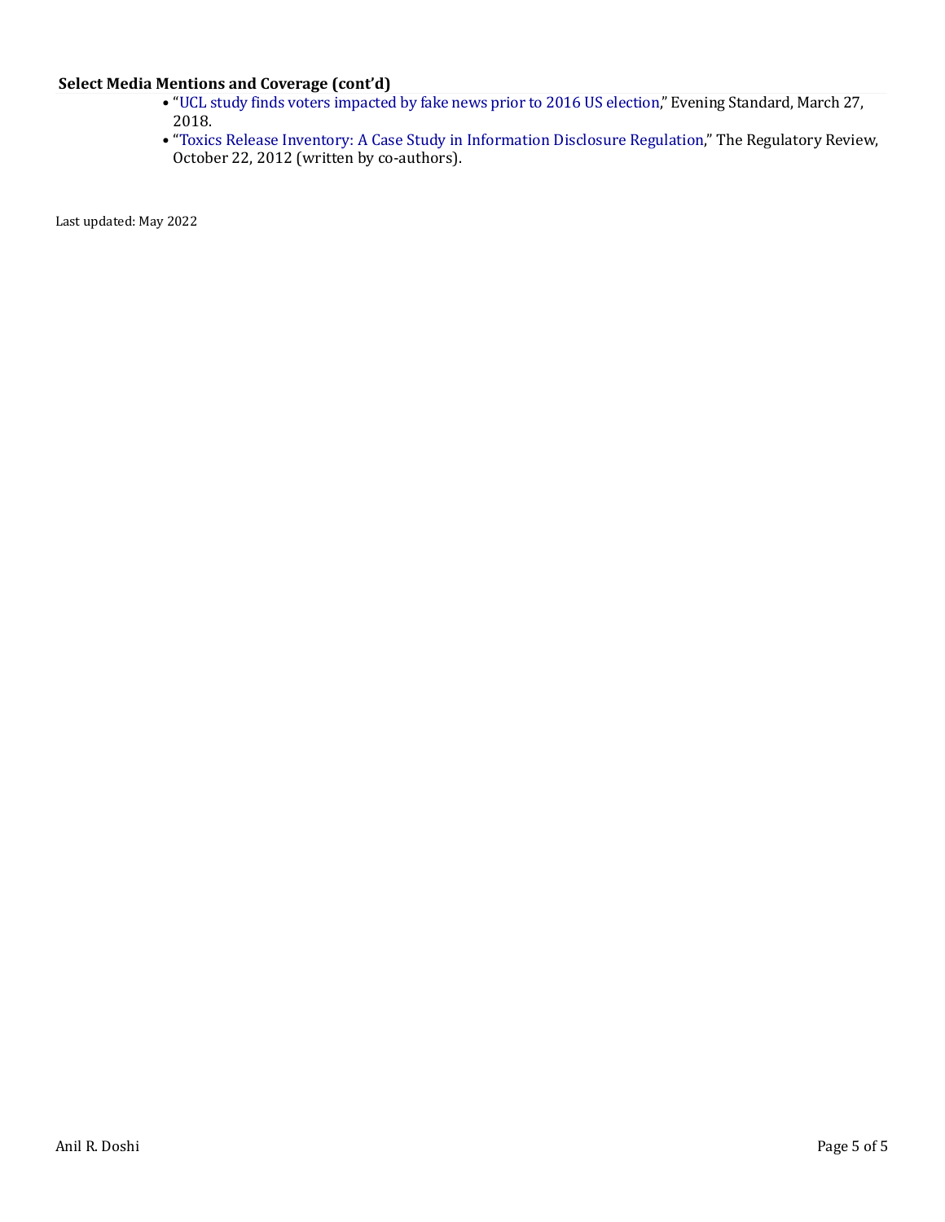### Select Media Mentions and Coverage (cont'd)

- "UCL study finds voters impacted by fake news prior to 2016 US election," Evening Standard, March 27, 2018.
- "Toxics Release Inventory: A Case Study in Information Disclosure Regulation," The Regulatory Review, October 22, 2012 (written by co-authors).

Last updated: May 2022